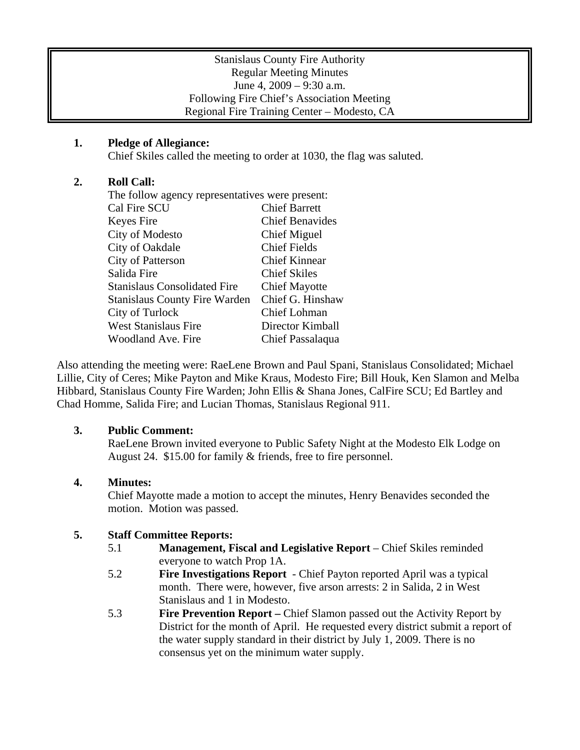Stanislaus County Fire Authority
Regular Meeting Minutes
June 4, 2009 – 9:30 a.m.
Following Fire Chief's Association Meeting
Regional Fire Training Center – Modesto, CA

**1. Pledge of Allegiance:**

Chief Skiles called the meeting to order at 1030, the flag was saluted.

**2. Roll Call:**

The follow agency representatives were present:

| | |
|---|---|
| Cal Fire SCU | Chief Barrett |
| Keyes Fire | Chief Benavides |
| City of Modesto | Chief Miguel |
| City of Oakdale | Chief Fields |
| City of Patterson | Chief Kinnear |
| Salida Fire | Chief Skiles |
| Stanislaus Consolidated Fire | Chief Mayotte |
| Stanislaus County Fire Warden | Chief G. Hinshaw |
| City of Turlock | Chief Lohman |
| West Stanislaus Fire | Director Kimball |
| Woodland Ave. Fire | Chief Passalaqua |

Also attending the meeting were: RaeLene Brown and Paul Spani, Stanislaus Consolidated; Michael Lillie, City of Ceres; Mike Payton and Mike Kraus, Modesto Fire; Bill Houk, Ken Slamon and Melba Hibbard, Stanislaus County Fire Warden; John Ellis & Shana Jones, CalFire SCU; Ed Bartley and Chad Homme, Salida Fire; and Lucian Thomas, Stanislaus Regional 911.

**3. Public Comment:**

RaeLene Brown invited everyone to Public Safety Night at the Modesto Elk Lodge on August 24. $15.00 for family & friends, free to fire personnel.

**4. Minutes:**

Chief Mayotte made a motion to accept the minutes, Henry Benavides seconded the motion. Motion was passed.

**5. Staff Committee Reports:**

5.1 **Management, Fiscal and Legislative Report** – Chief Skiles reminded everyone to watch Prop 1A.

5.2 **Fire Investigations Report** - Chief Payton reported April was a typical month. There were, however, five arson arrests: 2 in Salida, 2 in West Stanislaus and 1 in Modesto.

5.3 **Fire Prevention Report –** Chief Slamon passed out the Activity Report by District for the month of April. He requested every district submit a report of the water supply standard in their district by July 1, 2009. There is no consensus yet on the minimum water supply.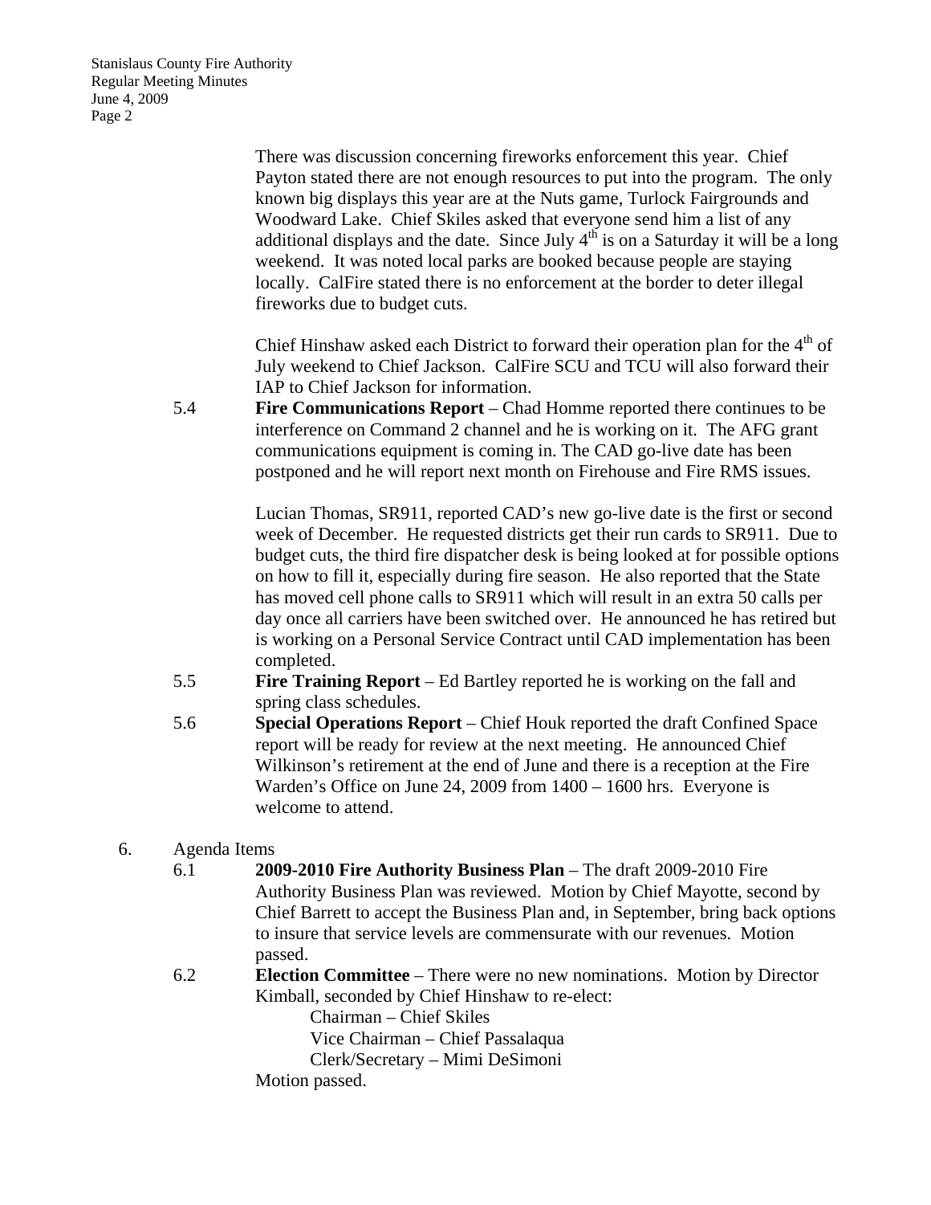There was discussion concerning fireworks enforcement this year. Chief Payton stated there are not enough resources to put into the program. The only known big displays this year are at the Nuts game, Turlock Fairgrounds and Woodward Lake. Chief Skiles asked that everyone send him a list of any additional displays and the date. Since July 4th is on a Saturday it will be a long weekend. It was noted local parks are booked because people are staying locally. CalFire stated there is no enforcement at the border to deter illegal fireworks due to budget cuts.

Chief Hinshaw asked each District to forward their operation plan for the 4th of July weekend to Chief Jackson. CalFire SCU and TCU will also forward their IAP to Chief Jackson for information.

5.4 **Fire Communications Report** – Chad Homme reported there continues to be interference on Command 2 channel and he is working on it. The AFG grant communications equipment is coming in. The CAD go-live date has been postponed and he will report next month on Firehouse and Fire RMS issues.

Lucian Thomas, SR911, reported CAD's new go-live date is the first or second week of December. He requested districts get their run cards to SR911. Due to budget cuts, the third fire dispatcher desk is being looked at for possible options on how to fill it, especially during fire season. He also reported that the State has moved cell phone calls to SR911 which will result in an extra 50 calls per day once all carriers have been switched over. He announced he has retired but is working on a Personal Service Contract until CAD implementation has been completed.

5.5 **Fire Training Report** – Ed Bartley reported he is working on the fall and spring class schedules.

5.6 **Special Operations Report** – Chief Houk reported the draft Confined Space report will be ready for review at the next meeting. He announced Chief Wilkinson's retirement at the end of June and there is a reception at the Fire Warden's Office on June 24, 2009 from 1400 – 1600 hrs. Everyone is welcome to attend.

6. Agenda Items

6.1 **2009-2010 Fire Authority Business Plan** – The draft 2009-2010 Fire Authority Business Plan was reviewed. Motion by Chief Mayotte, second by Chief Barrett to accept the Business Plan and, in September, bring back options to insure that service levels are commensurate with our revenues. Motion passed.

6.2 **Election Committee** – There were no new nominations. Motion by Director Kimball, seconded by Chief Hinshaw to re-elect:

Chairman – Chief Skiles
Vice Chairman – Chief Passalaqua
Clerk/Secretary – Mimi DeSimoni

Motion passed.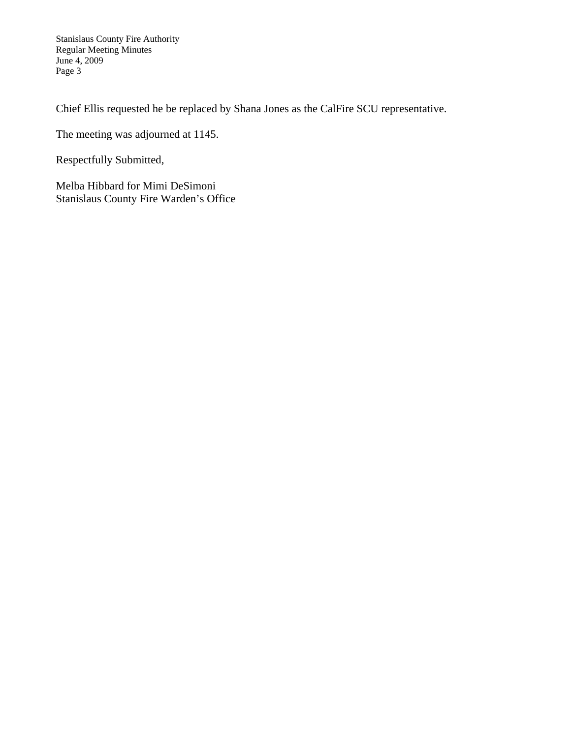Chief Ellis requested he be replaced by Shana Jones as the CalFire SCU representative.

The meeting was adjourned at 1145.

Respectfully Submitted,

Melba Hibbard for Mimi DeSimoni  
Stanislaus County Fire Warden's Office